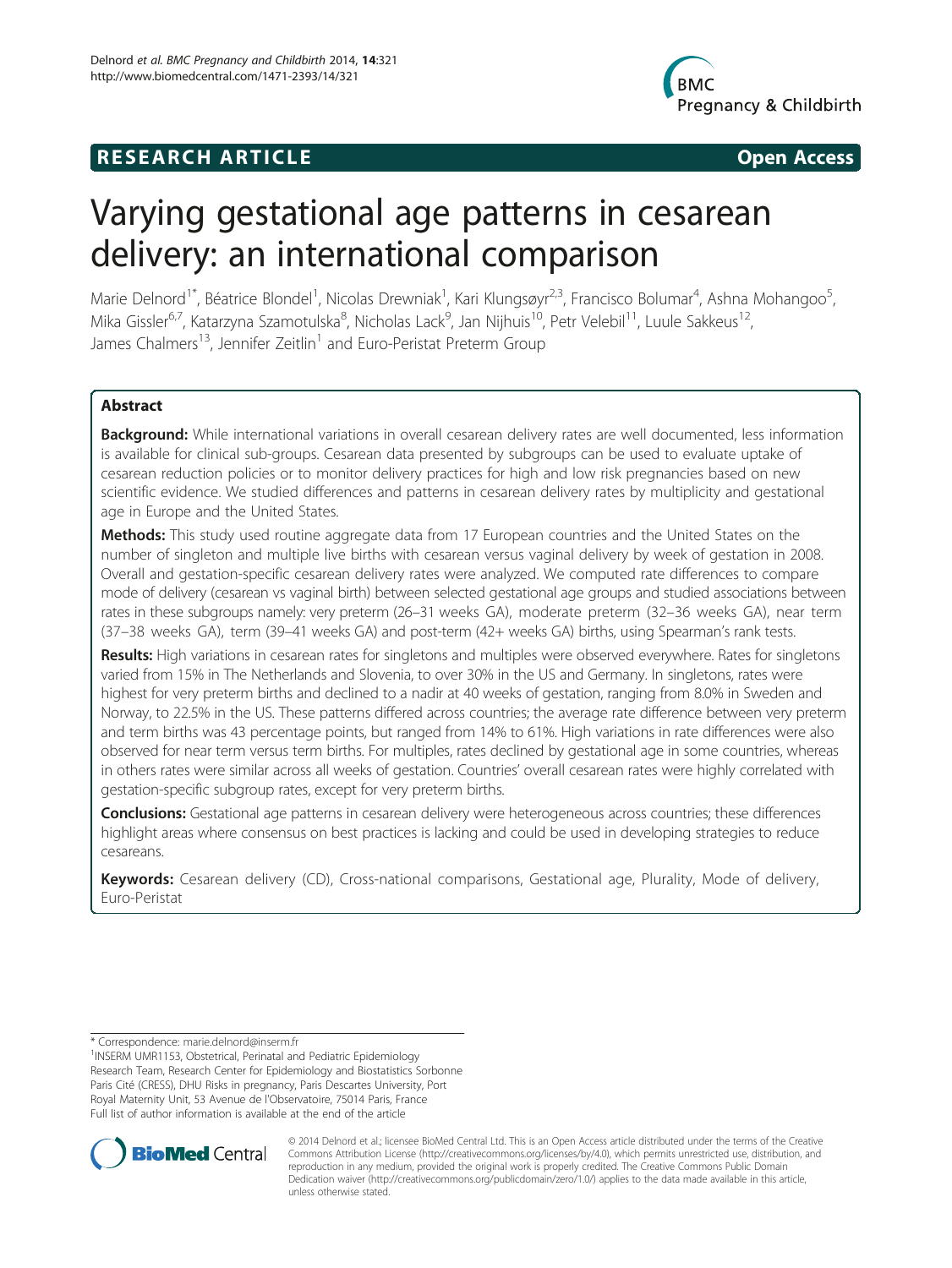RESEARCH ARTICLE Open Access

# Varying gestational age patterns in cesarean delivery: an international comparison

Marie Delnord[1*], Béatrice Blondel[1], Nicolas Drewniak[1], Kari Klungsøyr[2,3], Francisco Bolumar[4], Ashna Mohangoo[5], Mika Gissler[6,7], Katarzyna Szamotulska[8], Nicholas Lack[9], Jan Nijhuis[10], Petr Velebil[11], Luule Sakkeus[12], James Chalmers[13], Jennifer Zeitlin[1] and Euro-Peristat Preterm Group

## Abstract

**Background:** While international variations in overall cesarean delivery rates are well documented, less information is available for clinical sub-groups. Cesarean data presented by subgroups can be used to evaluate uptake of cesarean reduction policies or to monitor delivery practices for high and low risk pregnancies based on new scientific evidence. We studied differences and patterns in cesarean delivery rates by multiplicity and gestational age in Europe and the United States.

**Methods:** This study used routine aggregate data from 17 European countries and the United States on the number of singleton and multiple live births with cesarean versus vaginal delivery by week of gestation in 2008. Overall and gestation-specific cesarean delivery rates were analyzed. We computed rate differences to compare mode of delivery (cesarean vs vaginal birth) between selected gestational age groups and studied associations between rates in these subgroups namely: very preterm (26–31 weeks GA), moderate preterm (32–36 weeks GA), near term (37–38 weeks GA), term (39–41 weeks GA) and post-term (42+ weeks GA) births, using Spearman's rank tests.

**Results:** High variations in cesarean rates for singletons and multiples were observed everywhere. Rates for singletons varied from 15% in The Netherlands and Slovenia, to over 30% in the US and Germany. In singletons, rates were highest for very preterm births and declined to a nadir at 40 weeks of gestation, ranging from 8.0% in Sweden and Norway, to 22.5% in the US. These patterns differed across countries; the average rate difference between very preterm and term births was 43 percentage points, but ranged from 14% to 61%. High variations in rate differences were also observed for near term versus term births. For multiples, rates declined by gestational age in some countries, whereas in others rates were similar across all weeks of gestation. Countries' overall cesarean rates were highly correlated with gestation-specific subgroup rates, except for very preterm births.

**Conclusions:** Gestational age patterns in cesarean delivery were heterogeneous across countries; these differences highlight areas where consensus on best practices is lacking and could be used in developing strategies to reduce cesareans.

**Keywords:** Cesarean delivery (CD), Cross-national comparisons, Gestational age, Plurality, Mode of delivery, Euro-Peristat

\* Correspondence: marie.delnord@inserm.fr

[1]INSERM UMR1153, Obstetrical, Perinatal and Pediatric Epidemiology Research Team, Research Center for Epidemiology and Biostatistics Sorbonne Paris Cité (CRESS), DHU Risks in pregnancy, Paris Descartes University, Port Royal Maternity Unit, 53 Avenue de l'Observatoire, 75014 Paris, France

Full list of author information is available at the end of the article

© 2014 Delnord et al.; licensee BioMed Central Ltd. This is an Open Access article distributed under the terms of the Creative Commons Attribution License (http://creativecommons.org/licenses/by/4.0), which permits unrestricted use, distribution, and reproduction in any medium, provided the original work is properly credited. The Creative Commons Public Domain Dedication waiver (http://creativecommons.org/publicdomain/zero/1.0/) applies to the data made available in this article, unless otherwise stated.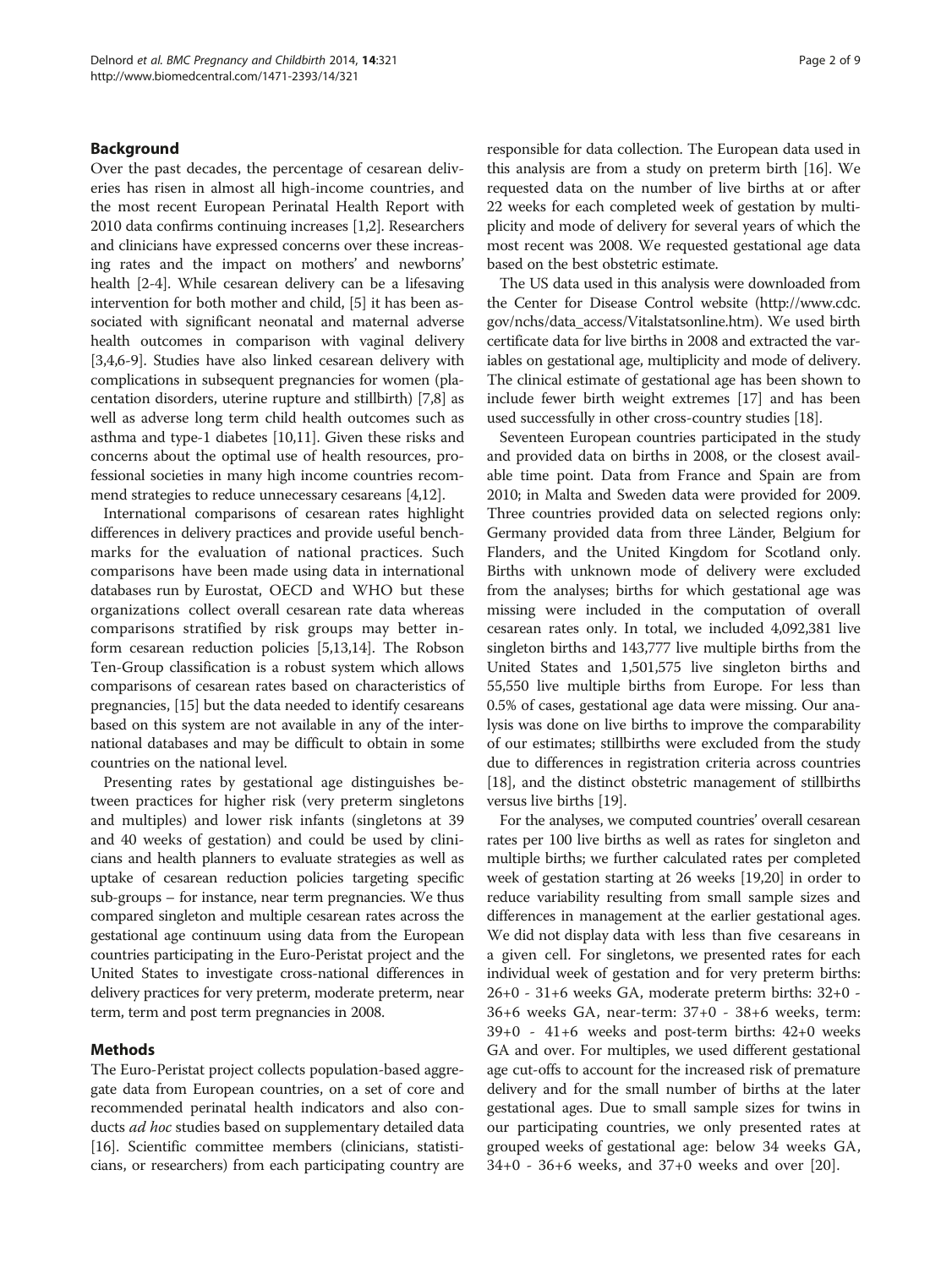## Background

Over the past decades, the percentage of cesarean deliveries has risen in almost all high-income countries, and the most recent European Perinatal Health Report with 2010 data confirms continuing increases [1,2]. Researchers and clinicians have expressed concerns over these increasing rates and the impact on mothers' and newborns' health [2-4]. While cesarean delivery can be a lifesaving intervention for both mother and child, [5] it has been associated with significant neonatal and maternal adverse health outcomes in comparison with vaginal delivery [3,4,6-9]. Studies have also linked cesarean delivery with complications in subsequent pregnancies for women (placentation disorders, uterine rupture and stillbirth) [7,8] as well as adverse long term child health outcomes such as asthma and type-1 diabetes [10,11]. Given these risks and concerns about the optimal use of health resources, professional societies in many high income countries recommend strategies to reduce unnecessary cesareans [4,12].

International comparisons of cesarean rates highlight differences in delivery practices and provide useful benchmarks for the evaluation of national practices. Such comparisons have been made using data in international databases run by Eurostat, OECD and WHO but these organizations collect overall cesarean rate data whereas comparisons stratified by risk groups may better inform cesarean reduction policies [5,13,14]. The Robson Ten-Group classification is a robust system which allows comparisons of cesarean rates based on characteristics of pregnancies, [15] but the data needed to identify cesareans based on this system are not available in any of the international databases and may be difficult to obtain in some countries on the national level.

Presenting rates by gestational age distinguishes between practices for higher risk (very preterm singletons and multiples) and lower risk infants (singletons at 39 and 40 weeks of gestation) and could be used by clinicians and health planners to evaluate strategies as well as uptake of cesarean reduction policies targeting specific sub-groups – for instance, near term pregnancies. We thus compared singleton and multiple cesarean rates across the gestational age continuum using data from the European countries participating in the Euro-Peristat project and the United States to investigate cross-national differences in delivery practices for very preterm, moderate preterm, near term, term and post term pregnancies in 2008.

## Methods

The Euro-Peristat project collects population-based aggregate data from European countries, on a set of core and recommended perinatal health indicators and also conducts *ad hoc* studies based on supplementary detailed data [16]. Scientific committee members (clinicians, statisticians, or researchers) from each participating country are responsible for data collection. The European data used in this analysis are from a study on preterm birth [16]. We requested data on the number of live births at or after 22 weeks for each completed week of gestation by multiplicity and mode of delivery for several years of which the most recent was 2008. We requested gestational age data based on the best obstetric estimate.

The US data used in this analysis were downloaded from the Center for Disease Control website (http://www.cdc.gov/nchs/data_access/Vitalstatsonline.htm). We used birth certificate data for live births in 2008 and extracted the variables on gestational age, multiplicity and mode of delivery. The clinical estimate of gestational age has been shown to include fewer birth weight extremes [17] and has been used successfully in other cross-country studies [18].

Seventeen European countries participated in the study and provided data on births in 2008, or the closest available time point. Data from France and Spain are from 2010; in Malta and Sweden data were provided for 2009. Three countries provided data on selected regions only: Germany provided data from three Länder, Belgium for Flanders, and the United Kingdom for Scotland only. Births with unknown mode of delivery were excluded from the analyses; births for which gestational age was missing were included in the computation of overall cesarean rates only. In total, we included 4,092,381 live singleton births and 143,777 live multiple births from the United States and 1,501,575 live singleton births and 55,550 live multiple births from Europe. For less than 0.5% of cases, gestational age data were missing. Our analysis was done on live births to improve the comparability of our estimates; stillbirths were excluded from the study due to differences in registration criteria across countries [18], and the distinct obstetric management of stillbirths versus live births [19].

For the analyses, we computed countries' overall cesarean rates per 100 live births as well as rates for singleton and multiple births; we further calculated rates per completed week of gestation starting at 26 weeks [19,20] in order to reduce variability resulting from small sample sizes and differences in management at the earlier gestational ages. We did not display data with less than five cesareans in a given cell. For singletons, we presented rates for each individual week of gestation and for very preterm births: 26+0 - 31+6 weeks GA, moderate preterm births: 32+0 - 36+6 weeks GA, near-term: 37+0 - 38+6 weeks, term: 39+0 - 41+6 weeks and post-term births: 42+0 weeks GA and over. For multiples, we used different gestational age cut-offs to account for the increased risk of premature delivery and for the small number of births at the later gestational ages. Due to small sample sizes for twins in our participating countries, we only presented rates at grouped weeks of gestational age: below 34 weeks GA, 34+0 - 36+6 weeks, and 37+0 weeks and over [20].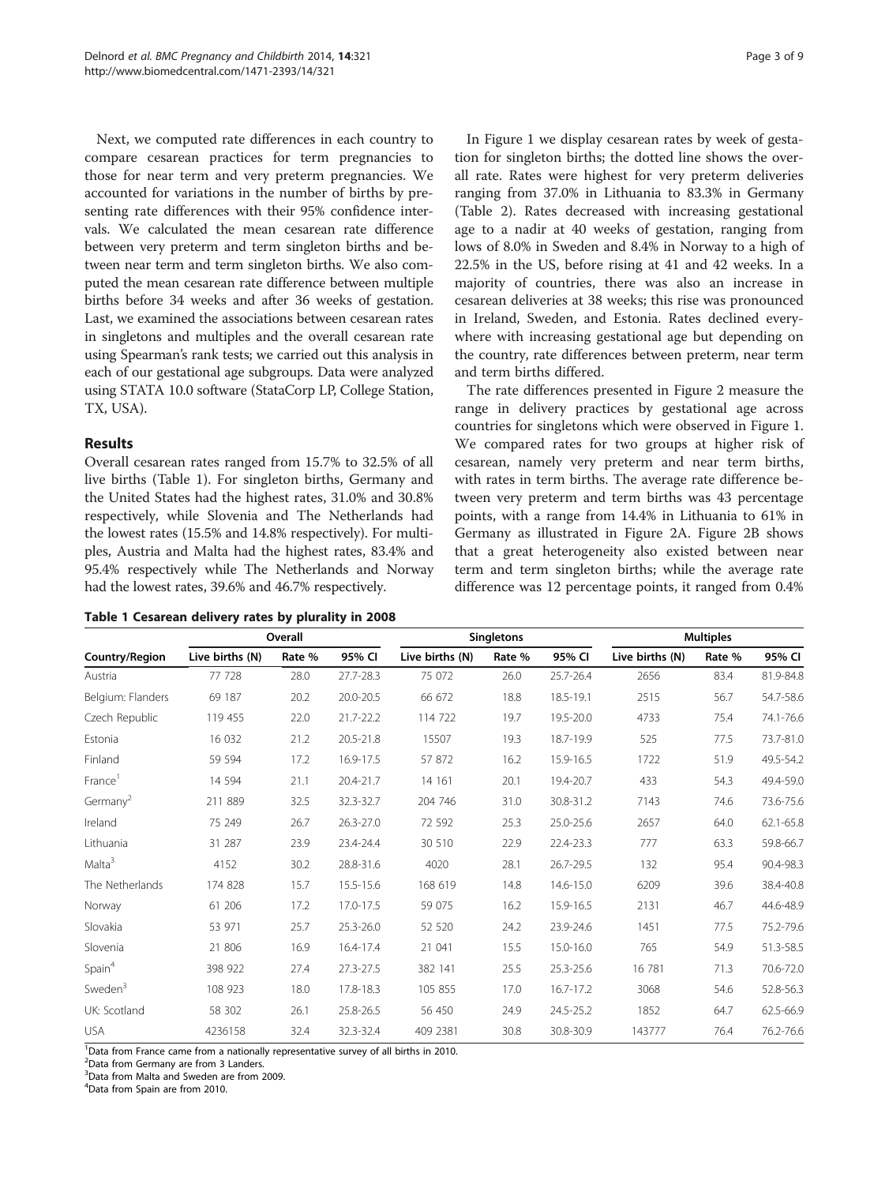Next, we computed rate differences in each country to compare cesarean practices for term pregnancies to those for near term and very preterm pregnancies. We accounted for variations in the number of births by presenting rate differences with their 95% confidence intervals. We calculated the mean cesarean rate difference between very preterm and term singleton births and between near term and term singleton births. We also computed the mean cesarean rate difference between multiple births before 34 weeks and after 36 weeks of gestation. Last, we examined the associations between cesarean rates in singletons and multiples and the overall cesarean rate using Spearman's rank tests; we carried out this analysis in each of our gestational age subgroups. Data were analyzed using STATA 10.0 software (StataCorp LP, College Station, TX, USA).

## Results

Overall cesarean rates ranged from 15.7% to 32.5% of all live births (Table 1). For singleton births, Germany and the United States had the highest rates, 31.0% and 30.8% respectively, while Slovenia and The Netherlands had the lowest rates (15.5% and 14.8% respectively). For multiples, Austria and Malta had the highest rates, 83.4% and 95.4% respectively while The Netherlands and Norway had the lowest rates, 39.6% and 46.7% respectively.

**Table 1 Cesarean delivery rates by plurality in 2008**

| | Overall | | | Singletons | | | Multiples | | |
|---|---|---|---|---|---|---|---|---|---|
| Country/Region | Live births (N) | Rate % | 95% CI | Live births (N) | Rate % | 95% CI | Live births (N) | Rate % | 95% CI |
| Austria | 77 728 | 28.0 | 27.7-28.3 | 75 072 | 26.0 | 25.7-26.4 | 2656 | 83.4 | 81.9-84.8 |
| Belgium: Flanders | 69 187 | 20.2 | 20.0-20.5 | 66 672 | 18.8 | 18.5-19.1 | 2515 | 56.7 | 54.7-58.6 |
| Czech Republic | 119 455 | 22.0 | 21.7-22.2 | 114 722 | 19.7 | 19.5-20.0 | 4733 | 75.4 | 74.1-76.6 |
| Estonia | 16 032 | 21.2 | 20.5-21.8 | 15507 | 19.3 | 18.7-19.9 | 525 | 77.5 | 73.7-81.0 |
| Finland | 59 594 | 17.2 | 16.9-17.5 | 57 872 | 16.2 | 15.9-16.5 | 1722 | 51.9 | 49.5-54.2 |
| France[1] | 14 594 | 21.1 | 20.4-21.7 | 14 161 | 20.1 | 19.4-20.7 | 433 | 54.3 | 49.4-59.0 |
| Germany[2] | 211 889 | 32.5 | 32.3-32.7 | 204 746 | 31.0 | 30.8-31.2 | 7143 | 74.6 | 73.6-75.6 |
| Ireland | 75 249 | 26.7 | 26.3-27.0 | 72 592 | 25.3 | 25.0-25.6 | 2657 | 64.0 | 62.1-65.8 |
| Lithuania | 31 287 | 23.9 | 23.4-24.4 | 30 510 | 22.9 | 22.4-23.3 | 777 | 63.3 | 59.8-66.7 |
| Malta[3] | 4152 | 30.2 | 28.8-31.6 | 4020 | 28.1 | 26.7-29.5 | 132 | 95.4 | 90.4-98.3 |
| The Netherlands | 174 828 | 15.7 | 15.5-15.6 | 168 619 | 14.8 | 14.6-15.0 | 6209 | 39.6 | 38.4-40.8 |
| Norway | 61 206 | 17.2 | 17.0-17.5 | 59 075 | 16.2 | 15.9-16.5 | 2131 | 46.7 | 44.6-48.9 |
| Slovakia | 53 971 | 25.7 | 25.3-26.0 | 52 520 | 24.2 | 23.9-24.6 | 1451 | 77.5 | 75.2-79.6 |
| Slovenia | 21 806 | 16.9 | 16.4-17.4 | 21 041 | 15.5 | 15.0-16.0 | 765 | 54.9 | 51.3-58.5 |
| Spain[4] | 398 922 | 27.4 | 27.3-27.5 | 382 141 | 25.5 | 25.3-25.6 | 16 781 | 71.3 | 70.6-72.0 |
| Sweden[3] | 108 923 | 18.0 | 17.8-18.3 | 105 855 | 17.0 | 16.7-17.2 | 3068 | 54.6 | 52.8-56.3 |
| UK: Scotland | 58 302 | 26.1 | 25.8-26.5 | 56 450 | 24.9 | 24.5-25.2 | 1852 | 64.7 | 62.5-66.9 |
| USA | 4236158 | 32.4 | 32.3-32.4 | 409 2381 | 30.8 | 30.8-30.9 | 143777 | 76.4 | 76.2-76.6 |

[1]Data from France came from a nationally representative survey of all births in 2010.
[2]Data from Germany are from 3 Landers.
[3]Data from Malta and Sweden are from 2009.
[4]Data from Spain are from 2010.

In Figure 1 we display cesarean rates by week of gestation for singleton births; the dotted line shows the overall rate. Rates were highest for very preterm deliveries ranging from 37.0% in Lithuania to 83.3% in Germany (Table 2). Rates decreased with increasing gestational age to a nadir at 40 weeks of gestation, ranging from lows of 8.0% in Sweden and 8.4% in Norway to a high of 22.5% in the US, before rising at 41 and 42 weeks. In a majority of countries, there was also an increase in cesarean deliveries at 38 weeks; this rise was pronounced in Ireland, Sweden, and Estonia. Rates declined everywhere with increasing gestational age but depending on the country, rate differences between preterm, near term and term births differed.

The rate differences presented in Figure 2 measure the range in delivery practices by gestational age across countries for singletons which were observed in Figure 1. We compared rates for two groups at higher risk of cesarean, namely very preterm and near term births, with rates in term births. The average rate difference between very preterm and term births was 43 percentage points, with a range from 14.4% in Lithuania to 61% in Germany as illustrated in Figure 2A. Figure 2B shows that a great heterogeneity also existed between near term and term singleton births; while the average rate difference was 12 percentage points, it ranged from 0.4%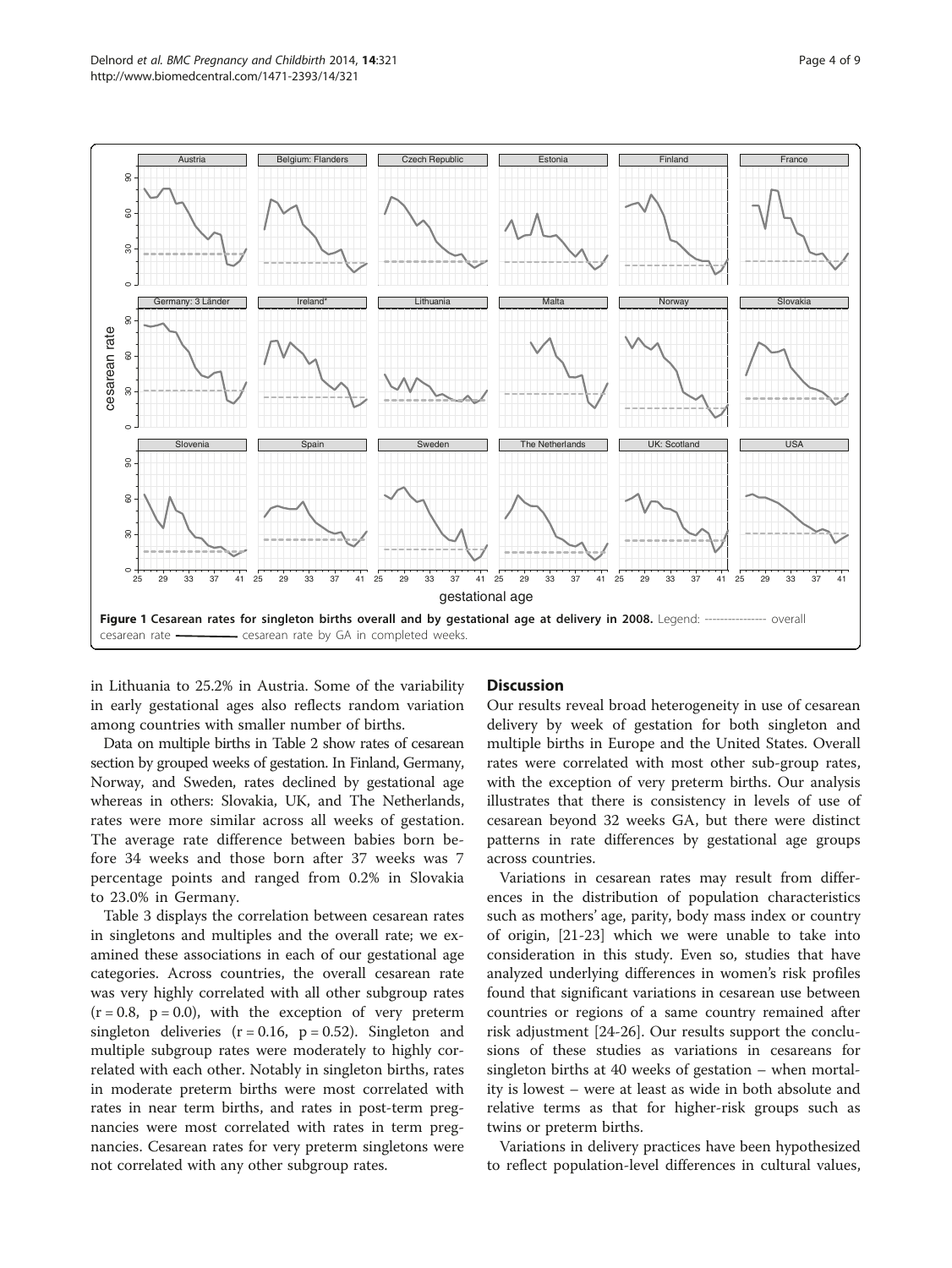**Figure 1 Cesarean rates for singleton births overall and by gestational age at delivery in 2008.** Legend: --------------- overall cesarean rate ———— cesarean rate by GA in completed weeks.

in Lithuania to 25.2% in Austria. Some of the variability in early gestational ages also reflects random variation among countries with smaller number of births.

Data on multiple births in Table 2 show rates of cesarean section by grouped weeks of gestation. In Finland, Germany, Norway, and Sweden, rates declined by gestational age whereas in others: Slovakia, UK, and The Netherlands, rates were more similar across all weeks of gestation. The average rate difference between babies born before 34 weeks and those born after 37 weeks was 7 percentage points and ranged from 0.2% in Slovakia to 23.0% in Germany.

Table 3 displays the correlation between cesarean rates in singletons and multiples and the overall rate; we examined these associations in each of our gestational age categories. Across countries, the overall cesarean rate was very highly correlated with all other subgroup rates ($r = 0.8$, $p = 0.0$), with the exception of very preterm singleton deliveries ($r = 0.16$, $p = 0.52$). Singleton and multiple subgroup rates were moderately to highly correlated with each other. Notably in singleton births, rates in moderate preterm births were most correlated with rates in near term births, and rates in post-term pregnancies were most correlated with rates in term pregnancies. Cesarean rates for very preterm singletons were not correlated with any other subgroup rates.

## Discussion

Our results reveal broad heterogeneity in use of cesarean delivery by week of gestation for both singleton and multiple births in Europe and the United States. Overall rates were correlated with most other sub-group rates, with the exception of very preterm births. Our analysis illustrates that there is consistency in levels of use of cesarean beyond 32 weeks GA, but there were distinct patterns in rate differences by gestational age groups across countries.

Variations in cesarean rates may result from differences in the distribution of population characteristics such as mothers' age, parity, body mass index or country of origin, [21-23] which we were unable to take into consideration in this study. Even so, studies that have analyzed underlying differences in women's risk profiles found that significant variations in cesarean use between countries or regions of a same country remained after risk adjustment [24-26]. Our results support the conclusions of these studies as variations in cesareans for singleton births at 40 weeks of gestation – when mortality is lowest – were at least as wide in both absolute and relative terms as that for higher-risk groups such as twins or preterm births.

Variations in delivery practices have been hypothesized to reflect population-level differences in cultural values,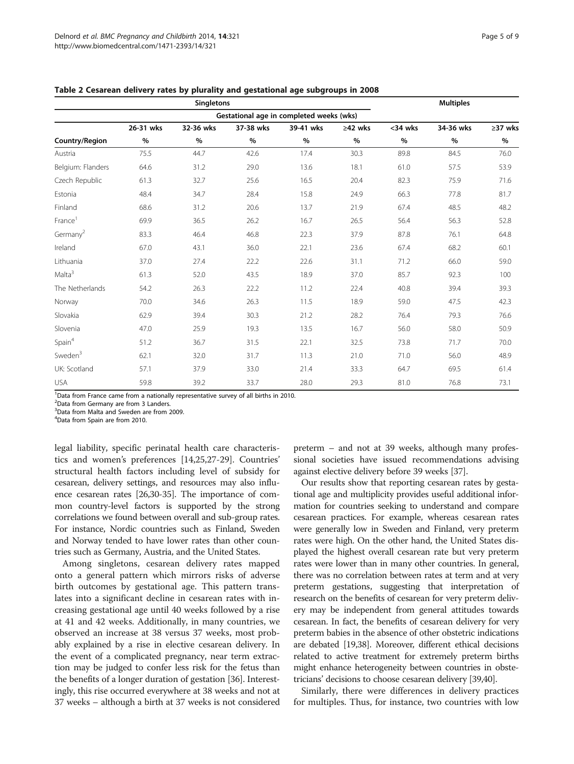**Table 2 Cesarean delivery rates by plurality and gestational age subgroups in 2008**

| | Singletons | | | | | Multiples | | |
|---|---|---|---|---|---|---|---|---|
| | Gestational age in completed weeks (wks) | | | | | | | |
| | 26-31 wks | 32-36 wks | 37-38 wks | 39-41 wks | ≥42 wks | <34 wks | 34-36 wks | ≥37 wks |
| Country/Region | % | % | % | % | % | % | % | % |
| Austria | 75.5 | 44.7 | 42.6 | 17.4 | 30.3 | 89.8 | 84.5 | 76.0 |
| Belgium: Flanders | 64.6 | 31.2 | 29.0 | 13.6 | 18.1 | 61.0 | 57.5 | 53.9 |
| Czech Republic | 61.3 | 32.7 | 25.6 | 16.5 | 20.4 | 82.3 | 75.9 | 71.6 |
| Estonia | 48.4 | 34.7 | 28.4 | 15.8 | 24.9 | 66.3 | 77.8 | 81.7 |
| Finland | 68.6 | 31.2 | 20.6 | 13.7 | 21.9 | 67.4 | 48.5 | 48.2 |
| France[1] | 69.9 | 36.5 | 26.2 | 16.7 | 26.5 | 56.4 | 56.3 | 52.8 |
| Germany[2] | 83.3 | 46.4 | 46.8 | 22.3 | 37.9 | 87.8 | 76.1 | 64.8 |
| Ireland | 67.0 | 43.1 | 36.0 | 22.1 | 23.6 | 67.4 | 68.2 | 60.1 |
| Lithuania | 37.0 | 27.4 | 22.2 | 22.6 | 31.1 | 71.2 | 66.0 | 59.0 |
| Malta[3] | 61.3 | 52.0 | 43.5 | 18.9 | 37.0 | 85.7 | 92.3 | 100 |
| The Netherlands | 54.2 | 26.3 | 22.2 | 11.2 | 22.4 | 40.8 | 39.4 | 39.3 |
| Norway | 70.0 | 34.6 | 26.3 | 11.5 | 18.9 | 59.0 | 47.5 | 42.3 |
| Slovakia | 62.9 | 39.4 | 30.3 | 21.2 | 28.2 | 76.4 | 79.3 | 76.6 |
| Slovenia | 47.0 | 25.9 | 19.3 | 13.5 | 16.7 | 56.0 | 58.0 | 50.9 |
| Spain[4] | 51.2 | 36.7 | 31.5 | 22.1 | 32.5 | 73.8 | 71.7 | 70.0 |
| Sweden[3] | 62.1 | 32.0 | 31.7 | 11.3 | 21.0 | 71.0 | 56.0 | 48.9 |
| UK: Scotland | 57.1 | 37.9 | 33.0 | 21.4 | 33.3 | 64.7 | 69.5 | 61.4 |
| USA | 59.8 | 39.2 | 33.7 | 28.0 | 29.3 | 81.0 | 76.8 | 73.1 |

[1]Data from France came from a nationally representative survey of all births in 2010.
[2]Data from Germany are from 3 Landers.
[3]Data from Malta and Sweden are from 2009.
[4]Data from Spain are from 2010.

legal liability, specific perinatal health care characteristics and women's preferences [14,25,27-29]. Countries' structural health factors including level of subsidy for cesarean, delivery settings, and resources may also influence cesarean rates [26,30-35]. The importance of common country-level factors is supported by the strong correlations we found between overall and sub-group rates. For instance, Nordic countries such as Finland, Sweden and Norway tended to have lower rates than other countries such as Germany, Austria, and the United States.

Among singletons, cesarean delivery rates mapped onto a general pattern which mirrors risks of adverse birth outcomes by gestational age. This pattern translates into a significant decline in cesarean rates with increasing gestational age until 40 weeks followed by a rise at 41 and 42 weeks. Additionally, in many countries, we observed an increase at 38 versus 37 weeks, most probably explained by a rise in elective cesarean delivery. In the event of a complicated pregnancy, near term extraction may be judged to confer less risk for the fetus than the benefits of a longer duration of gestation [36]. Interestingly, this rise occurred everywhere at 38 weeks and not at 37 weeks – although a birth at 37 weeks is not considered preterm – and not at 39 weeks, although many professional societies have issued recommendations advising against elective delivery before 39 weeks [37].

Our results show that reporting cesarean rates by gestational age and multiplicity provides useful additional information for countries seeking to understand and compare cesarean practices. For example, whereas cesarean rates were generally low in Sweden and Finland, very preterm rates were high. On the other hand, the United States displayed the highest overall cesarean rate but very preterm rates were lower than in many other countries. In general, there was no correlation between rates at term and at very preterm gestations, suggesting that interpretation of research on the benefits of cesarean for very preterm delivery may be independent from general attitudes towards cesarean. In fact, the benefits of cesarean delivery for very preterm babies in the absence of other obstetric indications are debated [19,38]. Moreover, different ethical decisions related to active treatment for extremely preterm births might enhance heterogeneity between countries in obstetricians' decisions to choose cesarean delivery [39,40].

Similarly, there were differences in delivery practices for multiples. Thus, for instance, two countries with low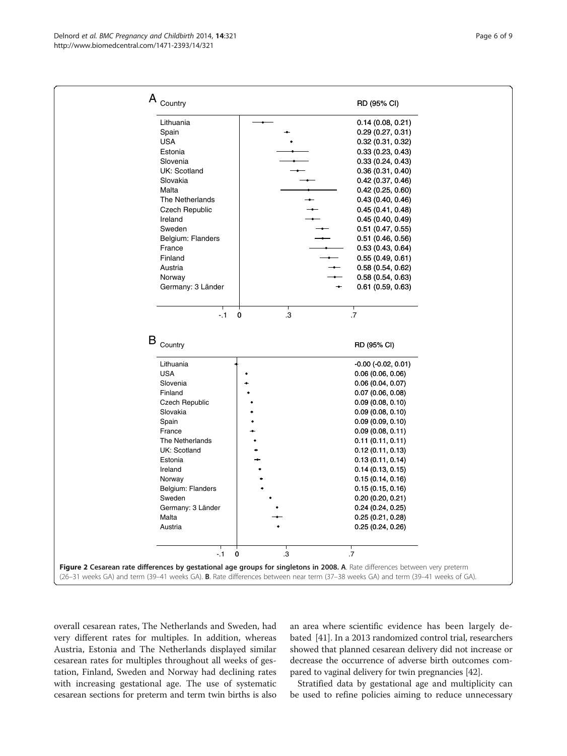A

| Country | RD (95% CI) |
| --- | --- |
| Lithuania | 0.14 (0.08, 0.21) |
| Spain | 0.29 (0.27, 0.31) |
| USA | 0.32 (0.31, 0.32) |
| Estonia | 0.33 (0.23, 0.43) |
| Slovenia | 0.33 (0.24, 0.43) |
| UK: Scotland | 0.36 (0.31, 0.40) |
| Slovakia | 0.42 (0.37, 0.46) |
| Malta | 0.42 (0.25, 0.60) |
| The Netherlands | 0.43 (0.40, 0.46) |
| Czech Republic | 0.45 (0.41, 0.48) |
| Ireland | 0.45 (0.40, 0.49) |
| Sweden | 0.51 (0.47, 0.55) |
| Belgium: Flanders | 0.51 (0.46, 0.56) |
| France | 0.53 (0.43, 0.64) |
| Finland | 0.55 (0.49, 0.61) |
| Austria | 0.58 (0.54, 0.62) |
| Norway | 0.58 (0.54, 0.63) |
| Germany: 3 Länder | 0.61 (0.59, 0.63) |

B

| Country | RD (95% CI) |
| --- | --- |
| Lithuania | -0.00 (-0.02, 0.01) |
| USA | 0.06 (0.06, 0.06) |
| Slovenia | 0.06 (0.04, 0.07) |
| Finland | 0.07 (0.06, 0.08) |
| Czech Republic | 0.09 (0.08, 0.10) |
| Slovakia | 0.09 (0.08, 0.10) |
| Spain | 0.09 (0.09, 0.10) |
| France | 0.09 (0.08, 0.11) |
| The Netherlands | 0.11 (0.11, 0.11) |
| UK: Scotland | 0.12 (0.11, 0.13) |
| Estonia | 0.13 (0.11, 0.14) |
| Ireland | 0.14 (0.13, 0.15) |
| Norway | 0.15 (0.14, 0.16) |
| Belgium: Flanders | 0.15 (0.15, 0.16) |
| Sweden | 0.20 (0.20, 0.21) |
| Germany: 3 Länder | 0.24 (0.24, 0.25) |
| Malta | 0.25 (0.21, 0.28) |
| Austria | 0.25 (0.24, 0.26) |

**Figure 2 Cesarean rate differences by gestational age groups for singletons in 2008. A**. Rate differences between very preterm (26–31 weeks GA) and term (39–41 weeks GA). **B**. Rate differences between near term (37–38 weeks GA) and term (39–41 weeks of GA).

overall cesarean rates, The Netherlands and Sweden, had very different rates for multiples. In addition, whereas Austria, Estonia and The Netherlands displayed similar cesarean rates for multiples throughout all weeks of gestation, Finland, Sweden and Norway had declining rates with increasing gestational age. The use of systematic cesarean sections for preterm and term twin births is also an area where scientific evidence has been largely debated [41]. In a 2013 randomized control trial, researchers showed that planned cesarean delivery did not increase or decrease the occurrence of adverse birth outcomes compared to vaginal delivery for twin pregnancies [42].

Stratified data by gestational age and multiplicity can be used to refine policies aiming to reduce unnecessary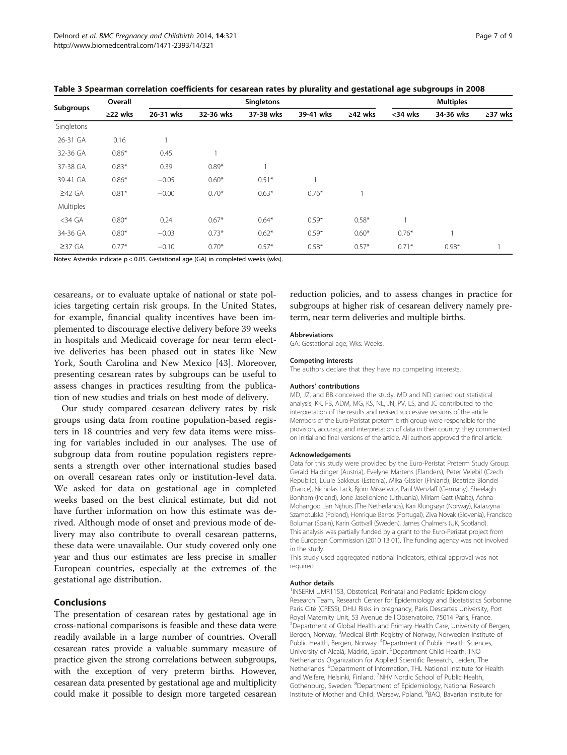**Table 3 Spearman correlation coefficients for cesarean rates by plurality and gestational age subgroups in 2008**

| Subgroups | Overall | Singletons | | | | | Multiples | | |
|---|---|---|---|---|---|---|---|---|---|
| | ≥22 wks | 26-31 wks | 32-36 wks | 37-38 wks | 39-41 wks | ≥42 wks | <34 wks | 34-36 wks | ≥37 wks |
| Singletons | | | | | | | | | |
| 26-31 GA | 0.16 | 1 | | | | | | | |
| 32-36 GA | 0.86* | 0.45 | 1 | | | | | | |
| 37-38 GA | 0.83* | 0.39 | 0.89* | 1 | | | | | |
| 39-41 GA | 0.86* | −0.05 | 0.60* | 0.51* | 1 | | | | |
| ≥42 GA | 0.81* | −0.00 | 0.70* | 0.63* | 0.76* | 1 | | | |
| Multiples | | | | | | | | | |
| <34 GA | 0.80* | 0.24 | 0.67* | 0.64* | 0.59* | 0.58* | 1 | | |
| 34-36 GA | 0.80* | −0.03 | 0.73* | 0.62* | 0.59* | 0.60* | 0.76* | 1 | |
| ≥37 GA | 0.77* | −0.10 | 0.70* | 0.57* | 0.58* | 0.57* | 0.71* | 0.98* | 1 |

Notes: Asterisks indicate $p < 0.05$. Gestational age (GA) in completed weeks (wks).

cesareans, or to evaluate uptake of national or state policies targeting certain risk groups. In the United States, for example, financial quality incentives have been implemented to discourage elective delivery before 39 weeks in hospitals and Medicaid coverage for near term elective deliveries has been phased out in states like New York, South Carolina and New Mexico [43]. Moreover, presenting cesarean rates by subgroups can be useful to assess changes in practices resulting from the publication of new studies and trials on best mode of delivery.

Our study compared cesarean delivery rates by risk groups using data from routine population-based registers in 18 countries and very few data items were missing for variables included in our analyses. The use of subgroup data from routine population registers represents a strength over other international studies based on overall cesarean rates only or institution-level data. We asked for data on gestational age in completed weeks based on the best clinical estimate, but did not have further information on how this estimate was derived. Although mode of onset and previous mode of delivery may also contribute to overall cesarean patterns, these data were unavailable. Our study covered only one year and thus our estimates are less precise in smaller European countries, especially at the extremes of the gestational age distribution.

## Conclusions

The presentation of cesarean rates by gestational age in cross-national comparisons is feasible and these data were readily available in a large number of countries. Overall cesarean rates provide a valuable summary measure of practice given the strong correlations between subgroups, with the exception of very preterm births. However, cesarean data presented by gestational age and multiplicity could make it possible to design more targeted cesarean reduction policies, and to assess changes in practice for subgroups at higher risk of cesarean delivery namely preterm, near term deliveries and multiple births.

#### Abbreviations

GA: Gestational age; Wks: Weeks.

#### Competing interests

The authors declare that they have no competing interests.

#### Authors' contributions

MD, JZ, and BB conceived the study, MD and ND carried out statistical analysis, KK, FB, ADM, MG, KS, NL, JN, PV, LS, and JC contributed to the interpretation of the results and revised successive versions of the article. Members of the Euro-Peristat preterm birth group were responsible for the provision, accuracy, and interpretation of data in their country: they commented on initial and final versions of the article. All authors approved the final article.

#### Acknowledgements

Data for this study were provided by the Euro-Peristat Preterm Study Group: Gerald Haidinger (Austria), Evelyne Martens (Flanders), Peter Velebil (Czech Republic), Luule Sakkeus (Estonia), Mika Gissler (Finland), Béatrice Blondel (France), Nicholas Lack, Björn Misselwitz, Paul Wenzlaff (Germany), Sheelagh Bonham (Ireland), Jone Jaselioniene (Lithuania), Miriam Gatt (Malta), Ashna Mohangoo, Jan Nijhuis (The Netherlands), Kari Klungsøyr (Norway), Katarzyna Szamotulska (Poland), Henrique Barros (Portugal), Ziva Novak (Slovenia), Francisco Bolumar (Spain), Karin Gottvall (Sweden), James Chalmers (UK, Scotland).
This analysis was partially funded by a grant to the Euro-Peristat project from the European Commission (2010 13 01). The funding agency was not involved in the study.
This study used aggregated national indicators, ethical approval was not required.

#### Author details

[1]INSERM UMR1153, Obstetrical, Perinatal and Pediatric Epidemiology Research Team, Research Center for Epidemiology and Biostatistics Sorbonne Paris Cité (CRESS), DHU Risks in pregnancy, Paris Descartes University, Port Royal Maternity Unit, 53 Avenue de l'Observatoire, 75014 Paris, France. [2]Department of Global Health and Primary Health Care, University of Bergen, Bergen, Norway. [3]Medical Birth Registry of Norway, Norwegian Institute of Public Health, Bergen, Norway. [4]Department of Public Health Sciences, University of Alcalá, Madrid, Spain. [5]Department Child Health, TNO Netherlands Organization for Applied Scientific Research, Leiden, The Netherlands. [6]Department of Information, THL National Institute for Health and Welfare, Helsinki, Finland. [7]NHV Nordic School of Public Health, Gothenburg, Sweden. [8]Department of Epidemiology, National Research Institute of Mother and Child, Warsaw, Poland. [9]BAQ, Bavarian Institute for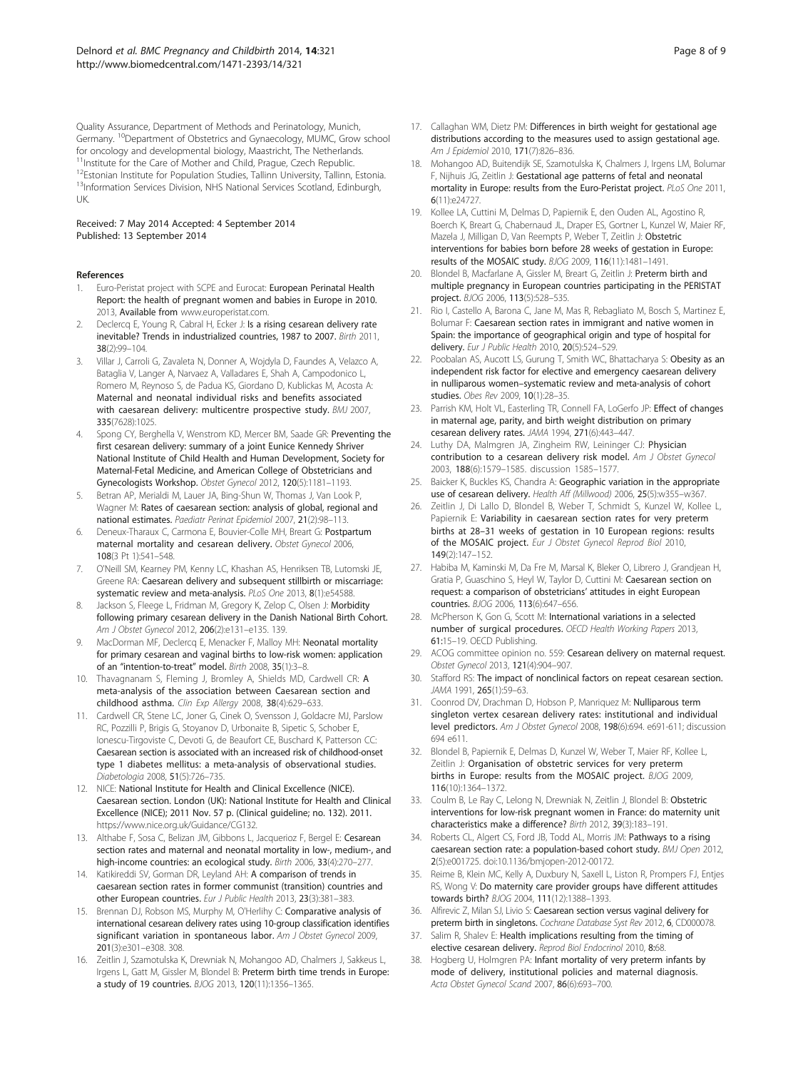Quality Assurance, Department of Methods and Perinatology, Munich, Germany. [10]Department of Obstetrics and Gynaecology, MUMC, Grow school for oncology and developmental biology, Maastricht, The Netherlands. [11]Institute for the Care of Mother and Child, Prague, Czech Republic. [12]Estonian Institute for Population Studies, Tallinn University, Tallinn, Estonia. [13]Information Services Division, NHS National Services Scotland, Edinburgh, UK.

Received: 7 May 2014 Accepted: 4 September 2014
Published: 13 September 2014

## References

1. Euro-Peristat project with SCPE and Eurocat: **European Perinatal Health Report: the health of pregnant women and babies in Europe in 2010.** 2013, **Available from** www.europeristat.com.
2. Declercq E, Young R, Cabral H, Ecker J: **Is a rising cesarean delivery rate inevitable? Trends in industrialized countries, 1987 to 2007.** *Birth* 2011, **38**(2):99–104.
3. Villar J, Carroli G, Zavaleta N, Donner A, Wojdyla D, Faundes A, Velazco A, Bataglia V, Langer A, Narvaez A, Valladares E, Shah A, Campodonico L, Romero M, Reynoso S, de Padua KS, Giordano D, Kublickas M, Acosta A: **Maternal and neonatal individual risks and benefits associated with caesarean delivery: multicentre prospective study.** *BMJ* 2007, **335**(7628):1025.
4. Spong CY, Berghella V, Wenstrom KD, Mercer BM, Saade GR: **Preventing the first cesarean delivery: summary of a joint Eunice Kennedy Shriver National Institute of Child Health and Human Development, Society for Maternal-Fetal Medicine, and American College of Obstetricians and Gynecologists Workshop.** *Obstet Gynecol* 2012, **120**(5):1181–1193.
5. Betran AP, Merialdi M, Lauer JA, Bing-Shun W, Thomas J, Van Look P, Wagner M: **Rates of caesarean section: analysis of global, regional and national estimates.** *Paediatr Perinat Epidemiol* 2007, **21**(2):98–113.
6. Deneux-Tharaux C, Carmona E, Bouvier-Colle MH, Breart G: **Postpartum maternal mortality and cesarean delivery.** *Obstet Gynecol* 2006, **108**(3 Pt 1):541–548.
7. O'Neill SM, Kearney PM, Kenny LC, Khashan AS, Henriksen TB, Lutomski JE, Greene RA: **Caesarean delivery and subsequent stillbirth or miscarriage: systematic review and meta-analysis.** *PLoS One* 2013, **8**(1):e54588.
8. Jackson S, Fleege L, Fridman M, Gregory K, Zelop C, Olsen J: **Morbidity following primary cesarean delivery in the Danish National Birth Cohort.** *Am J Obstet Gynecol* 2012, **206**(2):e131–e135. 139.
9. MacDorman MF, Declercq E, Menacker F, Malloy MH: **Neonatal mortality for primary cesarean and vaginal births to low-risk women: application of an "intention-to-treat" model.** *Birth* 2008, **35**(1):3–8.
10. Thavagnanam S, Fleming J, Bromley A, Shields MD, Cardwell CR: **A meta-analysis of the association between Caesarean section and childhood asthma.** *Clin Exp Allergy* 2008, **38**(4):629–633.
11. Cardwell CR, Stene LC, Joner G, Cinek O, Svensson J, Goldacre MJ, Parslow RC, Pozzilli P, Brigis G, Stoyanov D, Urbonaite B, Sipetic S, Schober E, Ionescu-Tirgoviste C, Devoti G, de Beaufort CE, Buschard K, Patterson CC: **Caesarean section is associated with an increased risk of childhood-onset type 1 diabetes mellitus: a meta-analysis of observational studies.** *Diabetologia* 2008, **51**(5):726–735.
12. NICE: **National Institute for Health and Clinical Excellence (NICE). Caesarean section. London (UK): National Institute for Health and Clinical Excellence (NICE); 2011 Nov. 57 p. (Clinical guideline; no. 132). 2011.** https://www.nice.org.uk/Guidance/CG132.
13. Althabe F, Sosa C, Belizan JM, Gibbons L, Jacquerioz F, Bergel E: **Cesarean section rates and maternal and neonatal mortality in low-, medium-, and high-income countries: an ecological study.** *Birth* 2006, **33**(4):270–277.
14. Katikireddi SV, Gorman DR, Leyland AH: **A comparison of trends in caesarean section rates in former communist (transition) countries and other European countries.** *Eur J Public Health* 2013, **23**(3):381–383.
15. Brennan DJ, Robson MS, Murphy M, O'Herlihy C: **Comparative analysis of international cesarean delivery rates using 10-group classification identifies significant variation in spontaneous labor.** *Am J Obstet Gynecol* 2009, **201**(3):e301–e308. 308.
16. Zeitlin J, Szamotulska K, Drewniak N, Mohangoo AD, Chalmers J, Sakkeus L, Irgens L, Gatt M, Gissler M, Blondel B: **Preterm birth time trends in Europe: a study of 19 countries.** *BJOG* 2013, **120**(11):1356–1365.
17. Callaghan WM, Dietz PM: **Differences in birth weight for gestational age distributions according to the measures used to assign gestational age.** *Am J Epidemiol* 2010, **171**(7):826–836.
18. Mohangoo AD, Buitendijk SE, Szamotulska K, Chalmers J, Irgens LM, Bolumar F, Nijhuis JG, Zeitlin J: **Gestational age patterns of fetal and neonatal mortality in Europe: results from the Euro-Peristat project.** *PLoS One* 2011, **6**(11):e24727.
19. Kollee LA, Cuttini M, Delmas D, Papiernik E, den Ouden AL, Agostino R, Boerch K, Breart G, Chabernaud JL, Draper ES, Gortner L, Kunzel W, Maier RF, Mazela J, Milligan D, Van Reempts P, Weber T, Zeitlin J: **Obstetric interventions for babies born before 28 weeks of gestation in Europe: results of the MOSAIC study.** *BJOG* 2009, **116**(11):1481–1491.
20. Blondel B, Macfarlane A, Gissler M, Breart G, Zeitlin J: **Preterm birth and multiple pregnancy in European countries participating in the PERISTAT project.** *BJOG* 2006, **113**(5):528–535.
21. Rio I, Castello A, Barona C, Jane M, Mas R, Rebagliato M, Bosch S, Martinez E, Bolumar F: **Caesarean section rates in immigrant and native women in Spain: the importance of geographical origin and type of hospital for delivery.** *Eur J Public Health* 2010, **20**(5):524–529.
22. Poobalan AS, Aucott LS, Gurung T, Smith WC, Bhattacharya S: **Obesity as an independent risk factor for elective and emergency caesarean delivery in nulliparous women–systematic review and meta-analysis of cohort studies.** *Obes Rev* 2009, **10**(1):28–35.
23. Parrish KM, Holt VL, Easterling TR, Connell FA, LoGerfo JP: **Effect of changes in maternal age, parity, and birth weight distribution on primary cesarean delivery rates.** *JAMA* 1994, **271**(6):443–447.
24. Luthy DA, Malmgren JA, Zingheim RW, Leininger CJ: **Physician contribution to a cesarean delivery risk model.** *Am J Obstet Gynecol* 2003, **188**(6):1579–1585. discussion 1585–1577.
25. Baicker K, Buckles KS, Chandra A: **Geographic variation in the appropriate use of cesarean delivery.** *Health Aff (Millwood)* 2006, **25**(5):w355–w367.
26. Zeitlin J, Di Lallo D, Blondel B, Weber T, Schmidt S, Kunzel W, Kollee L, Papiernik E: **Variability in caesarean section rates for very preterm births at 28–31 weeks of gestation in 10 European regions: results of the MOSAIC project.** *Eur J Obstet Gynecol Reprod Biol* 2010, **149**(2):147–152.
27. Habiba M, Kaminski M, Da Fre M, Marsal K, Bleker O, Librero J, Grandjean H, Gratia P, Guaschino S, Heyl W, Taylor D, Cuttini M: **Caesarean section on request: a comparison of obstetricians' attitudes in eight European countries.** *BJOG* 2006, **113**(6):647–656.
28. McPherson K, Gon G, Scott M: **International variations in a selected number of surgical procedures.** *OECD Health Working Papers* 2013, **61**:15–19. OECD Publishing.
29. ACOG committee opinion no. 559: **Cesarean delivery on maternal request.** *Obstet Gynecol* 2013, **121**(4):904–907.
30. Stafford RS: **The impact of nonclinical factors on repeat cesarean section.** *JAMA* 1991, **265**(1):59–63.
31. Coonrod DV, Drachman D, Hobson P, Manriquez M: **Nulliparous term singleton vertex cesarean delivery rates: institutional and individual level predictors.** *Am J Obstet Gynecol* 2008, **198**(6):694. e691-611; discussion 694 e611.
32. Blondel B, Papiernik E, Delmas D, Kunzel W, Weber T, Maier RF, Kollee L, Zeitlin J: **Organisation of obstetric services for very preterm births in Europe: results from the MOSAIC project.** *BJOG* 2009, **116**(10):1364–1372.
33. Coulm B, Le Ray C, Lelong N, Drewniak N, Zeitlin J, Blondel B: **Obstetric interventions for low-risk pregnant women in France: do maternity unit characteristics make a difference?** *Birth* 2012, **39**(3):183–191.
34. Roberts CL, Algert CS, Ford JB, Todd AL, Morris JM: **Pathways to a rising caesarean section rate: a population-based cohort study.** *BMJ Open* 2012, **2**(5):e001725. doi:10.1136/bmjopen-2012-00172.
35. Reime B, Klein MC, Kelly A, Duxbury N, Saxell L, Liston R, Prompers FJ, Entjes RS, Wong V: **Do maternity care provider groups have different attitudes towards birth?** *BJOG* 2004, **111**(12):1388–1393.
36. Alfirevic Z, Milan SJ, Livio S: **Caesarean section versus vaginal delivery for preterm birth in singletons.** *Cochrane Database Syst Rev* 2012, **6**, CD000078.
37. Salim R, Shalev E: **Health implications resulting from the timing of elective cesarean delivery.** *Reprod Biol Endocrinol* 2010, **8**:68.
38. Hogberg U, Holmgren PA: **Infant mortality of very preterm infants by mode of delivery, institutional policies and maternal diagnosis.** *Acta Obstet Gynecol Scand* 2007, **86**(6):693–700.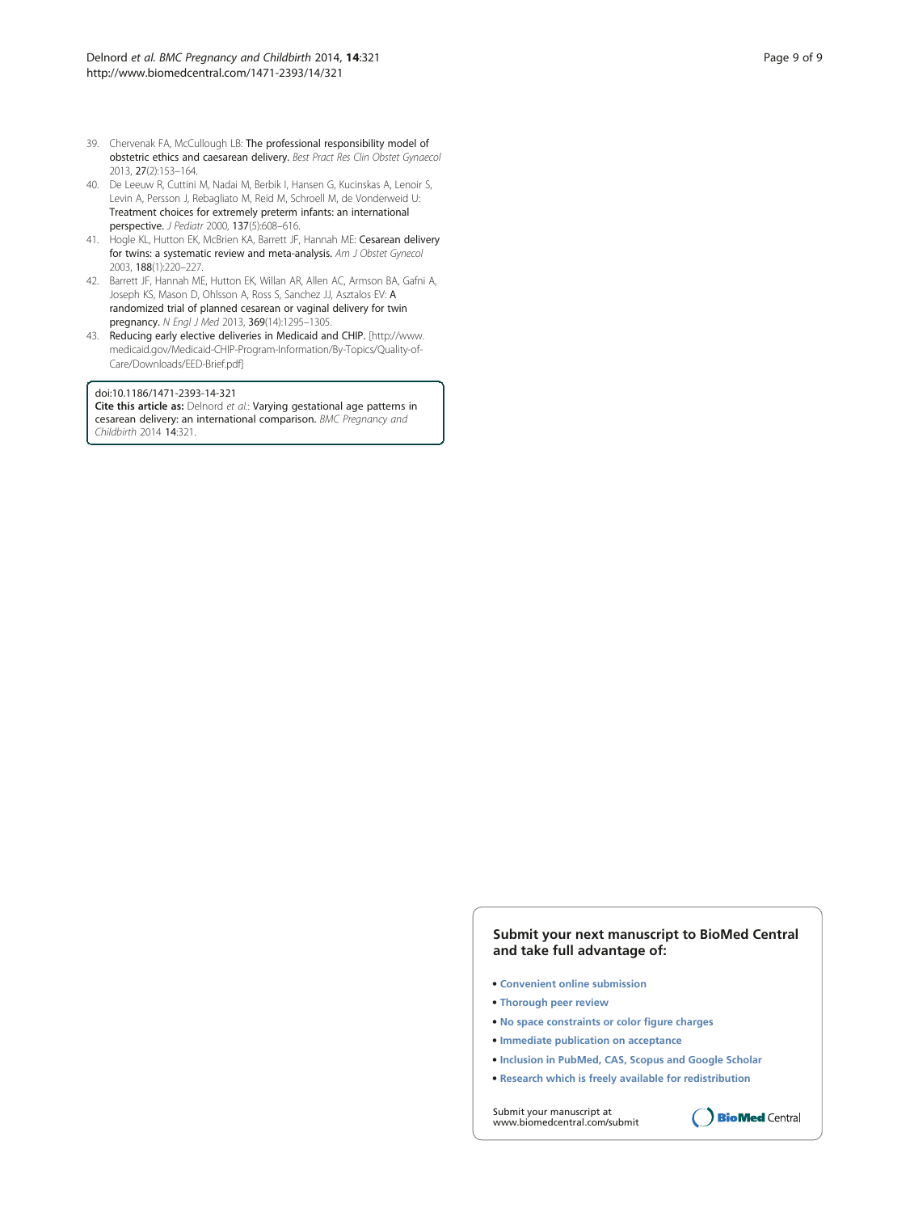39. Chervenak FA, McCullough LB: **The professional responsibility model of obstetric ethics and caesarean delivery.** *Best Pract Res Clin Obstet Gynaecol* 2013, **27**(2):153–164.
40. De Leeuw R, Cuttini M, Nadai M, Berbik I, Hansen G, Kucinskas A, Lenoir S, Levin A, Persson J, Rebagliato M, Reid M, Schroell M, de Vonderweid U: **Treatment choices for extremely preterm infants: an international perspective.** *J Pediatr* 2000, **137**(5):608–616.
41. Hogle KL, Hutton EK, McBrien KA, Barrett JF, Hannah ME: **Cesarean delivery for twins: a systematic review and meta-analysis.** *Am J Obstet Gynecol* 2003, **188**(1):220–227.
42. Barrett JF, Hannah ME, Hutton EK, Willan AR, Allen AC, Armson BA, Gafni A, Joseph KS, Mason D, Ohlsson A, Ross S, Sanchez JJ, Asztalos EV: **A randomized trial of planned cesarean or vaginal delivery for twin pregnancy.** *N Engl J Med* 2013, **369**(14):1295–1305.
43. **Reducing early elective deliveries in Medicaid and CHIP.** [http://www.medicaid.gov/Medicaid-CHIP-Program-Information/By-Topics/Quality-of-Care/Downloads/EED-Brief.pdf]

doi:10.1186/1471-2393-14-321
**Cite this article as:** Delnord *et al.*: Varying gestational age patterns in cesarean delivery: an international comparison. *BMC Pregnancy and Childbirth* 2014 **14**:321.

**Submit your next manuscript to BioMed Central and take full advantage of:**

- **Convenient online submission**
- **Thorough peer review**
- **No space constraints or color figure charges**
- **Immediate publication on acceptance**
- **Inclusion in PubMed, CAS, Scopus and Google Scholar**
- **Research which is freely available for redistribution**

Submit your manuscript at
www.biomedcentral.com/submit

BioMed Central